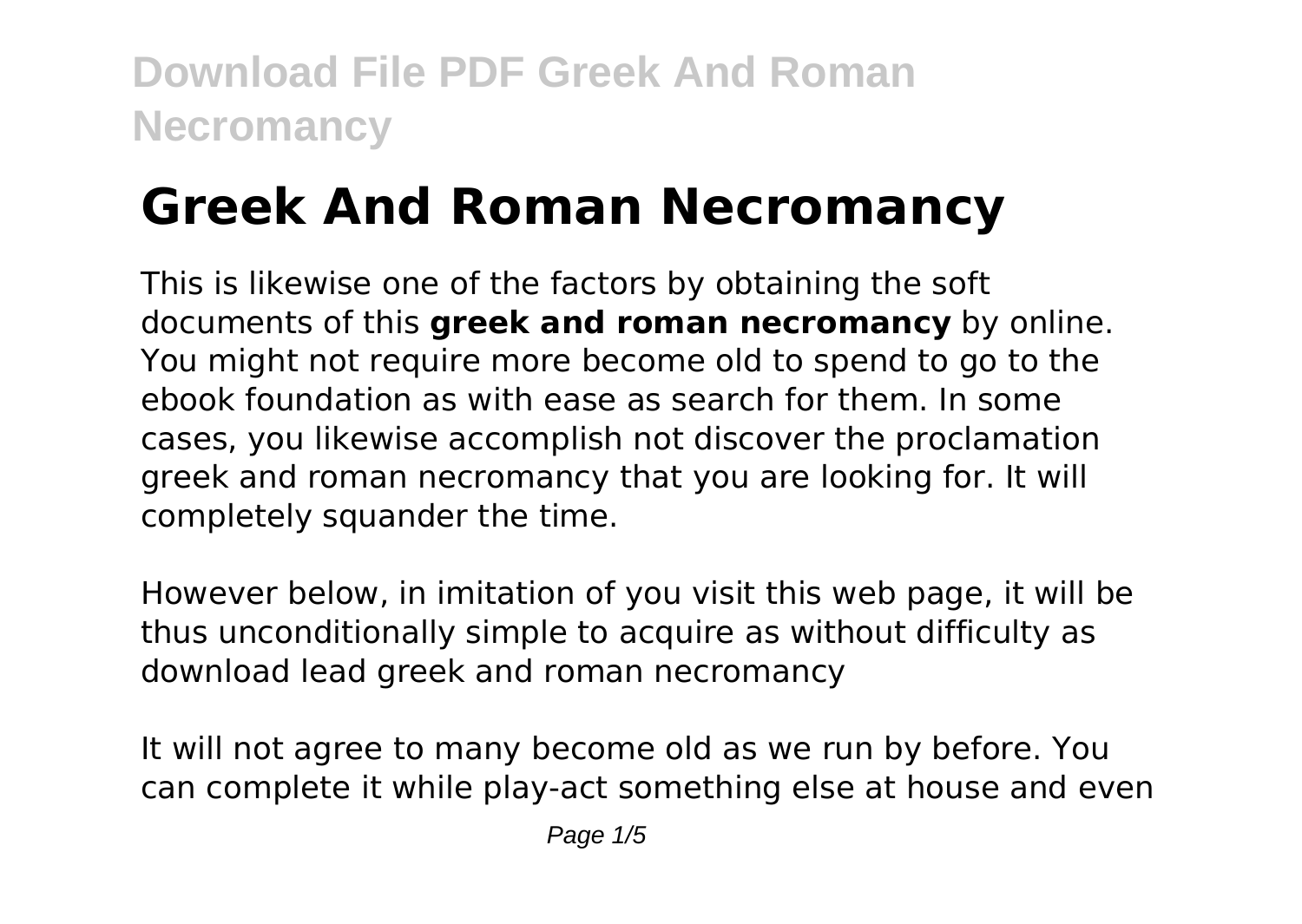# Greek And Roman Necromancy

This is likewise one of the factors by obtaining the soft documents of this **greek and roman necromancy** by online. You might not require more become old to spend to go to the ebook foundation as with ease as search for them. In some cases, you likewise accomplish not discover the proclamation greek and roman necromancy that you are looking for. It will completely squander the time.

However below, in imitation of you visit this web page, it will be thus unconditionally simple to acquire as without difficulty as download lead greek and roman necromancy

It will not agree to many become old as we run by before. You can complete it while play-act something else at house and even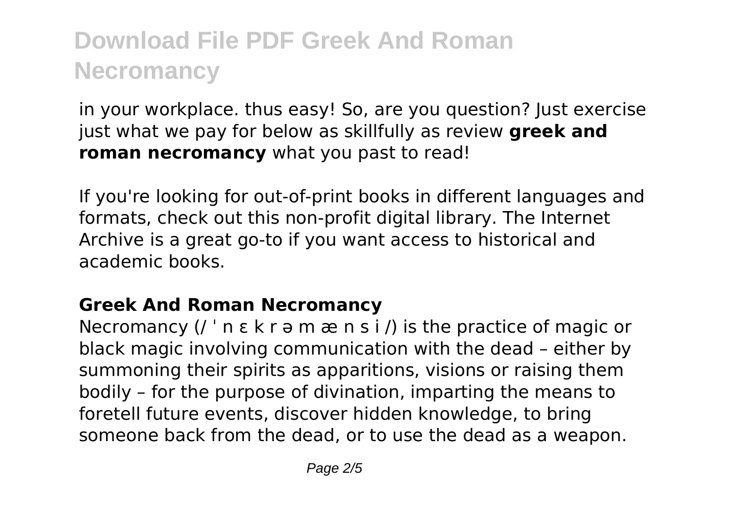in your workplace. thus easy! So, are you question? Just exercise just what we pay for below as skillfully as review **greek and roman necromancy** what you past to read!

If you're looking for out-of-print books in different languages and formats, check out this non-profit digital library. The Internet Archive is a great go-to if you want access to historical and academic books.

## Greek And Roman Necromancy

Necromancy (/ ˈ n ɛ k r ə m æ n s i /) is the practice of magic or black magic involving communication with the dead – either by summoning their spirits as apparitions, visions or raising them bodily – for the purpose of divination, imparting the means to foretell future events, discover hidden knowledge, to bring someone back from the dead, or to use the dead as a weapon.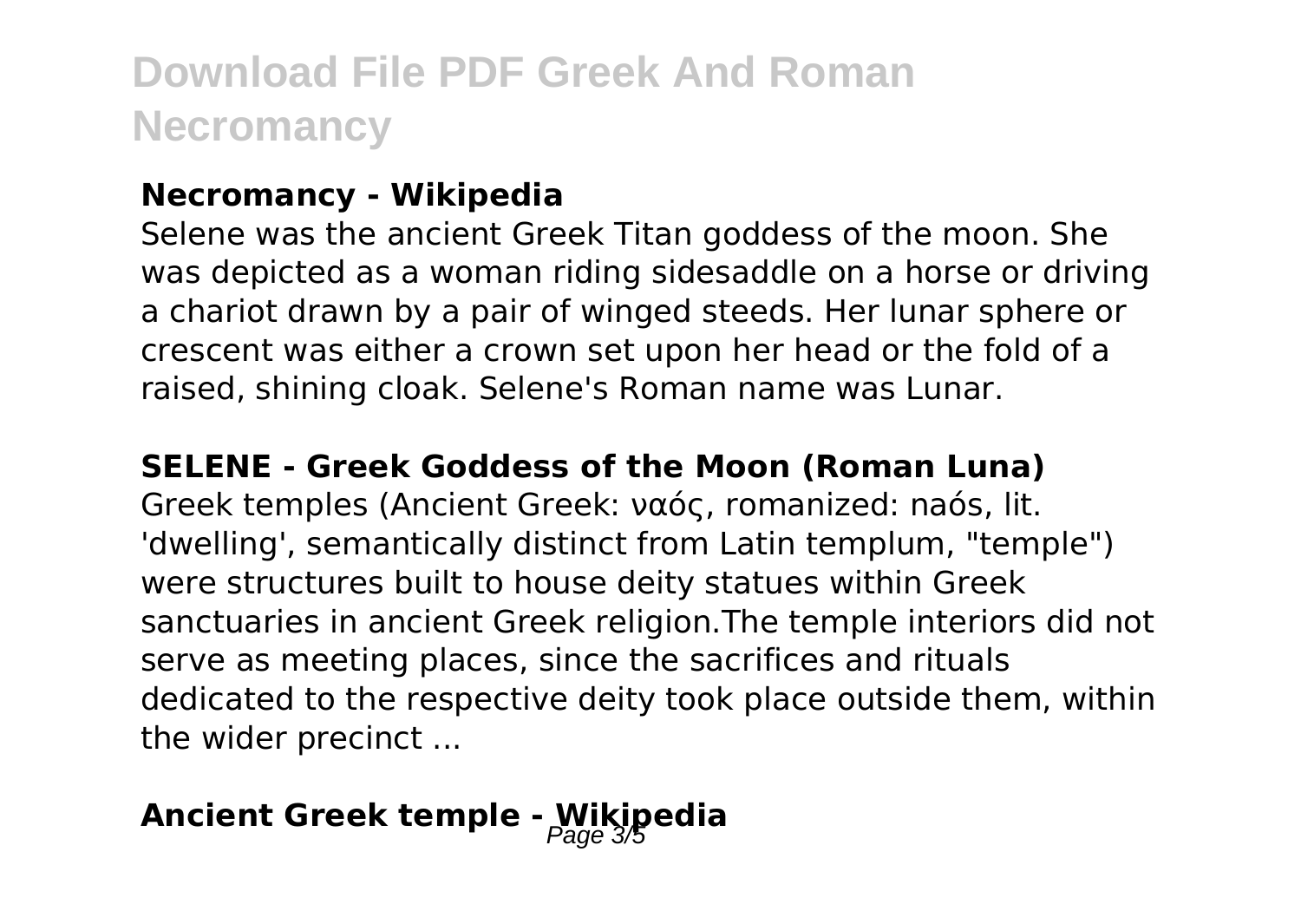**Necromancy - Wikipedia**

Selene was the ancient Greek Titan goddess of the moon. She was depicted as a woman riding sidesaddle on a horse or driving a chariot drawn by a pair of winged steeds. Her lunar sphere or crescent was either a crown set upon her head or the fold of a raised, shining cloak. Selene's Roman name was Lunar.

**SELENE - Greek Goddess of the Moon (Roman Luna)**

Greek temples (Ancient Greek: ναός, romanized: naós, lit. 'dwelling', semantically distinct from Latin templum, "temple") were structures built to house deity statues within Greek sanctuaries in ancient Greek religion.The temple interiors did not serve as meeting places, since the sacrifices and rituals dedicated to the respective deity took place outside them, within the wider precinct ...

**Ancient Greek temple - Wikipedia**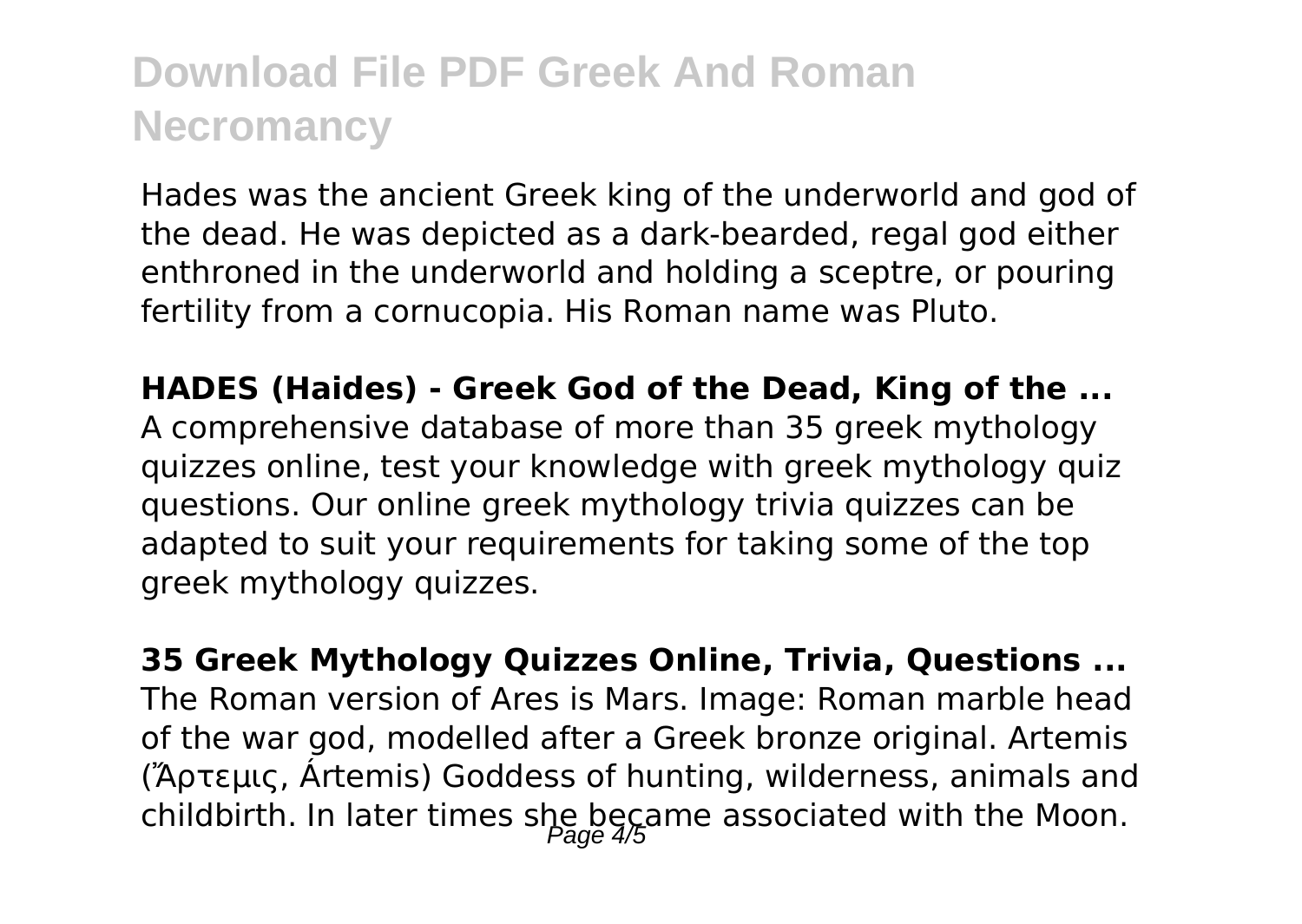Hades was the ancient Greek king of the underworld and god of the dead. He was depicted as a dark-bearded, regal god either enthroned in the underworld and holding a sceptre, or pouring fertility from a cornucopia. His Roman name was Pluto.

**HADES (Haides) - Greek God of the Dead, King of the ...**
A comprehensive database of more than 35 greek mythology quizzes online, test your knowledge with greek mythology quiz questions. Our online greek mythology trivia quizzes can be adapted to suit your requirements for taking some of the top greek mythology quizzes.

**35 Greek Mythology Quizzes Online, Trivia, Questions ...**
The Roman version of Ares is Mars. Image: Roman marble head of the war god, modelled after a Greek bronze original. Artemis (Ἄρτεμις, Ártemis) Goddess of hunting, wilderness, animals and childbirth. In later times she became associated with the Moon.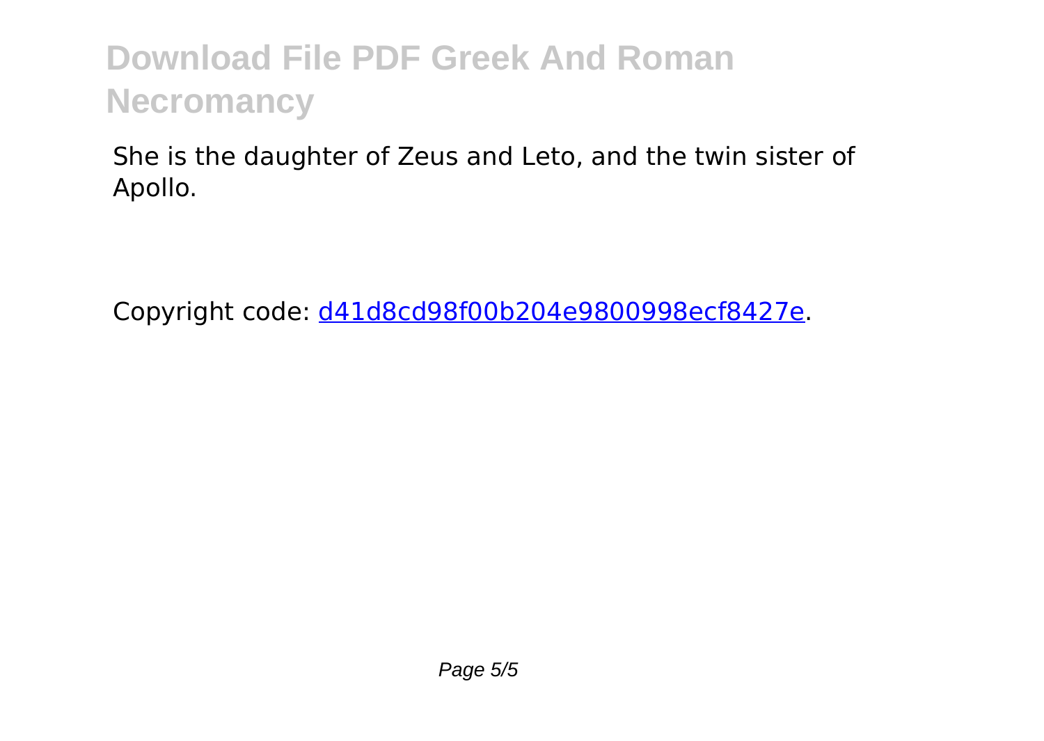She is the daughter of Zeus and Leto, and the twin sister of Apollo.

Copyright code: d41d8cd98f00b204e9800998ecf8427e.